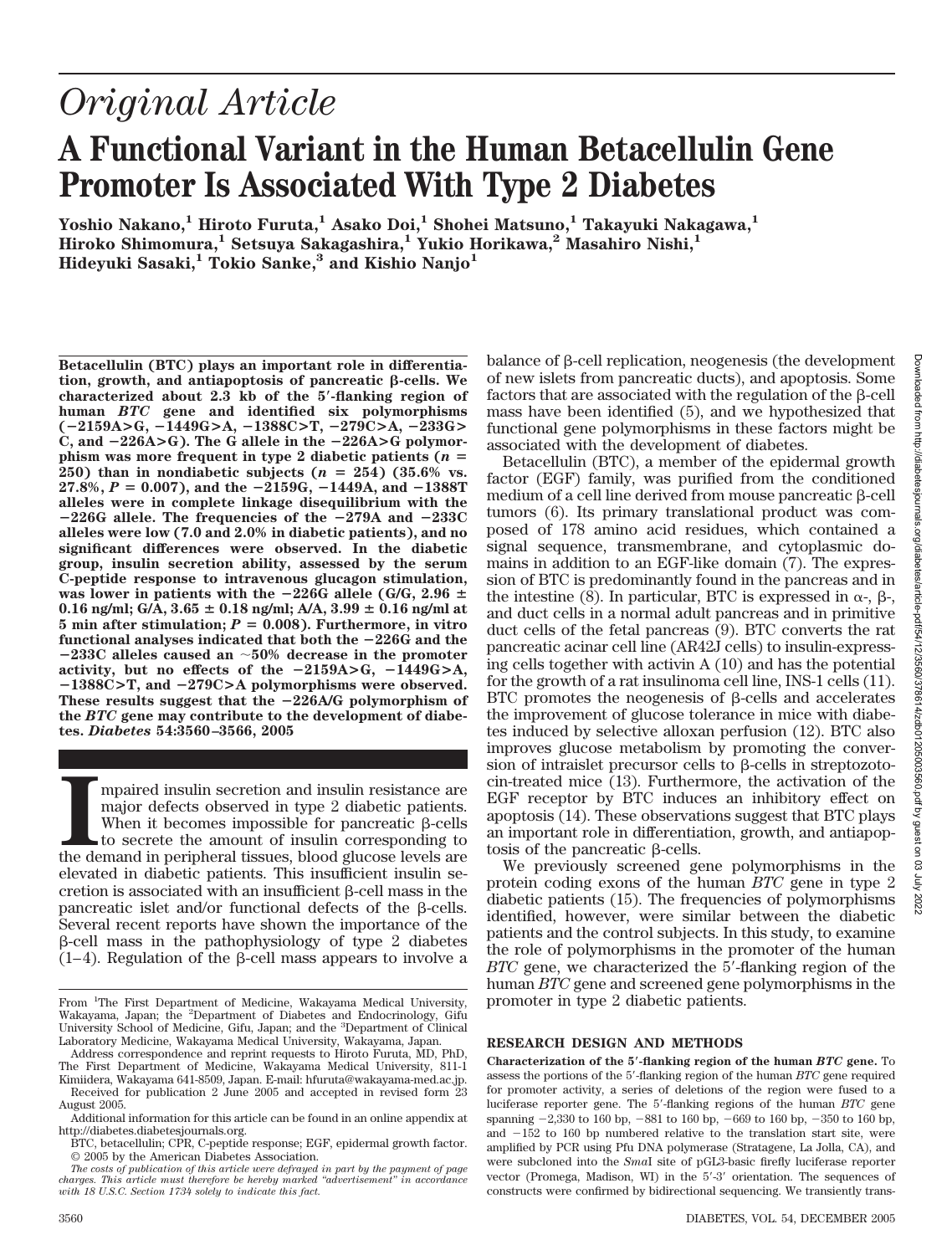# Original Article

# A Functional Variant in the Human Betacellulin Gene Promoter Is Associated With Type 2 Diabetes

**Yoshio Nakano,[1] Hiroto Furuta,[1] Asako Doi,[1] Shohei Matsuno,[1] Takayuki Nakagawa,[1] Hiroko Shimomura,[1] Setsuya Sakagashira,[1] Yukio Horikawa,[2] Masahiro Nishi,[1] Hideyuki Sasaki,[1] Tokio Sanke,[3] and Kishio Nanjo[1]**

**Betacellulin (BTC) plays an important role in differentiation, growth, and antiapoptosis of pancreatic β-cells. We characterized about 2.3 kb of the 5′-flanking region of human *BTC* gene and identified six polymorphisms (−2159A>G, −1449G>A, −1388C>T, −279C>A, −233G>C, and −226A>G). The G allele in the −226A>G polymorphism was more frequent in type 2 diabetic patients ($n$ = 250) than in nondiabetic subjects ($n$ = 254) (35.6% vs. 27.8%, $P$ = 0.007), and the −2159G, −1449A, and −1388T alleles were in complete linkage disequilibrium with the −226G allele. The frequencies of the −279A and −233C alleles were low (7.0 and 2.0% in diabetic patients), and no significant differences were observed. In the diabetic group, insulin secretion ability, assessed by the serum C-peptide response to intravenous glucagon stimulation, was lower in patients with the −226G allele (G/G, 2.96 ± 0.16 ng/ml; G/A, 3.65 ± 0.18 ng/ml; A/A, 3.99 ± 0.16 ng/ml at 5 min after stimulation; $P$ = 0.008). Furthermore, in vitro functional analyses indicated that both the −226G and the −233C alleles caused an ~50% decrease in the promoter activity, but no effects of the −2159A>G, −1449G>A, −1388C>T, and −279C>A polymorphisms were observed. These results suggest that the −226A/G polymorphism of the *BTC* gene may contribute to the development of diabetes. *Diabetes* 54:3560–3566, 2005**

Impaired insulin secretion and insulin resistance are major defects observed in type 2 diabetic patients. When it becomes impossible for pancreatic β-cells to secrete the amount of insulin corresponding to the demand in peripheral tissues, blood glucose levels are elevated in diabetic patients. This insufficient insulin secretion is associated with an insufficient β-cell mass in the pancreatic islet and/or functional defects of the β-cells. Several recent reports have shown the importance of the β-cell mass in the pathophysiology of type 2 diabetes (1–4). Regulation of the β-cell mass appears to involve a balance of β-cell replication, neogenesis (the development of new islets from pancreatic ducts), and apoptosis. Some factors that are associated with the regulation of the β-cell mass have been identified (5), and we hypothesized that functional gene polymorphisms in these factors might be associated with the development of diabetes.

Betacellulin (BTC), a member of the epidermal growth factor (EGF) family, was purified from the conditioned medium of a cell line derived from mouse pancreatic β-cell tumors (6). Its primary translational product was composed of 178 amino acid residues, which contained a signal sequence, transmembrane, and cytoplasmic domains in addition to an EGF-like domain (7). The expression of BTC is predominantly found in the pancreas and in the intestine (8). In particular, BTC is expressed in α-, β-, and duct cells in a normal adult pancreas and in primitive duct cells of the fetal pancreas (9). BTC converts the rat pancreatic acinar cell line (AR42J cells) to insulin-expressing cells together with activin A (10) and has the potential for the growth of a rat insulinoma cell line, INS-1 cells (11). BTC promotes the neogenesis of β-cells and accelerates the improvement of glucose tolerance in mice with diabetes induced by selective alloxan perfusion (12). BTC also improves glucose metabolism by promoting the conversion of intraislet precursor cells to β-cells in streptozotocin-treated mice (13). Furthermore, the activation of the EGF receptor by BTC induces an inhibitory effect on apoptosis (14). These observations suggest that BTC plays an important role in differentiation, growth, and antiapoptosis of the pancreatic β-cells.

We previously screened gene polymorphisms in the protein coding exons of the human *BTC* gene in type 2 diabetic patients (15). The frequencies of polymorphisms identified, however, were similar between the diabetic patients and the control subjects. In this study, to examine the role of polymorphisms in the promoter of the human *BTC* gene, we characterized the 5′-flanking region of the human *BTC* gene and screened gene polymorphisms in the promoter in type 2 diabetic patients.

## RESEARCH DESIGN AND METHODS

**Characterization of the 5′-flanking region of the human *BTC* gene.** To assess the portions of the 5′-flanking region of the human *BTC* gene required for promoter activity, a series of deletions of the region were fused to a luciferase reporter gene. The 5′-flanking regions of the human *BTC* gene spanning −2,330 to 160 bp, −881 to 160 bp, −669 to 160 bp, −350 to 160 bp, and −152 to 160 bp numbered relative to the translation start site, were amplified by PCR using Pfu DNA polymerase (Stratagene, La Jolla, CA), and were subcloned into the *Sma*I site of pGL3-basic firefly luciferase reporter vector (Promega, Madison, WI) in the 5′-3′ orientation. The sequences of constructs were confirmed by bidirectional sequencing. We transiently trans-

From [1]The First Department of Medicine, Wakayama Medical University, Wakayama, Japan; the [2]Department of Diabetes and Endocrinology, Gifu University School of Medicine, Gifu, Japan; and the [3]Department of Clinical Laboratory Medicine, Wakayama Medical University, Wakayama, Japan.

Address correspondence and reprint requests to Hiroto Furuta, MD, PhD, The First Department of Medicine, Wakayama Medical University, 811-1 Kimiidera, Wakayama 641-8509, Japan. E-mail: hfuruta@wakayama-med.ac.jp.

Received for publication 2 June 2005 and accepted in revised form 23 August 2005.

Additional information for this article can be found in an online appendix at http://diabetes.diabetesjournals.org.

BTC, betacellulin; CPR, C-peptide response; EGF, epidermal growth factor.

© 2005 by the American Diabetes Association.

*The costs of publication of this article were defrayed in part by the payment of page charges. This article must therefore be hereby marked "advertisement" in accordance with 18 U.S.C. Section 1734 solely to indicate this fact.*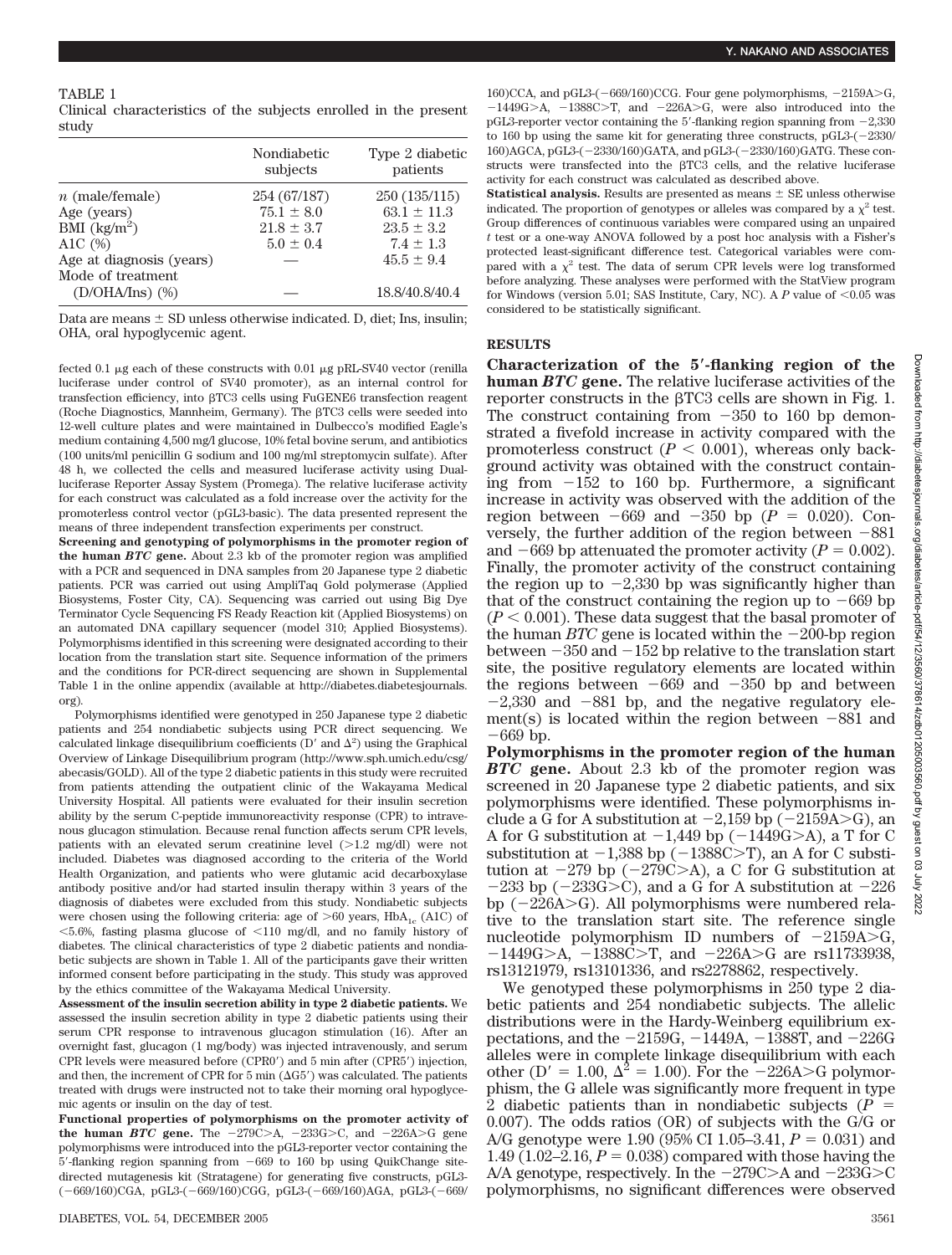TABLE 1

Clinical characteristics of the subjects enrolled in the present study

| | Nondiabetic subjects | Type 2 diabetic patients |
|---|---|---|
| *n* (male/female) | 254 (67/187) | 250 (135/115) |
| Age (years) | 75.1 ± 8.0 | 63.1 ± 11.3 |
| BMI (kg/m$^2$) | 21.8 ± 3.7 | 23.5 ± 3.2 |
| A1C (%) | 5.0 ± 0.4 | 7.4 ± 1.3 |
| Age at diagnosis (years) | — | 45.5 ± 9.4 |
| Mode of treatment (D/OHA/Ins) (%) | — | 18.8/40.8/40.4 |

Data are means ± SD unless otherwise indicated. D, diet; Ins, insulin; OHA, oral hypoglycemic agent.

fected 0.1 μg each of these constructs with 0.01 μg pRL-SV40 vector (renilla luciferase under control of SV40 promoter), as an internal control for transfection efficiency, into βTC3 cells using FuGENE6 transfection reagent (Roche Diagnostics, Mannheim, Germany). The βTC3 cells were seeded into 12-well culture plates and were maintained in Dulbecco's modified Eagle's medium containing 4,500 mg/l glucose, 10% fetal bovine serum, and antibiotics (100 units/ml penicillin G sodium and 100 mg/ml streptomycin sulfate). After 48 h, we collected the cells and measured luciferase activity using Dual-luciferase Reporter Assay System (Promega). The relative luciferase activity for each construct was calculated as a fold increase over the activity for the promoterless control vector (pGL3-basic). The data presented represent the means of three independent transfection experiments per construct.

**Screening and genotyping of polymorphisms in the promoter region of the human *BTC* gene.** About 2.3 kb of the promoter region was amplified with a PCR and sequenced in DNA samples from 20 Japanese type 2 diabetic patients. PCR was carried out using AmpliTaq Gold polymerase (Applied Biosystems, Foster City, CA). Sequencing was carried out using Big Dye Terminator Cycle Sequencing FS Ready Reaction kit (Applied Biosystems) on an automated DNA capillary sequencer (model 310; Applied Biosystems). Polymorphisms identified in this screening were designated according to their location from the translation start site. Sequence information of the primers and the conditions for PCR-direct sequencing are shown in Supplemental Table 1 in the online appendix (available at http://diabetes.diabetesjournals.org).

Polymorphisms identified were genotyped in 250 Japanese type 2 diabetic patients and 254 nondiabetic subjects using PCR direct sequencing. We calculated linkage disequilibrium coefficients (D′ and $\Delta^2$) using the Graphical Overview of Linkage Disequilibrium program (http://www.sph.umich.edu/csg/abecasis/GOLD). All of the type 2 diabetic patients in this study were recruited from patients attending the outpatient clinic of the Wakayama Medical University Hospital. All patients were evaluated for their insulin secretion ability by the serum C-peptide immunoreactivity response (CPR) to intravenous glucagon stimulation. Because renal function affects serum CPR levels, patients with an elevated serum creatinine level (>1.2 mg/dl) were not included. Diabetes was diagnosed according to the criteria of the World Health Organization, and patients who were glutamic acid decarboxylase antibody positive and/or had started insulin therapy within 3 years of the diagnosis of diabetes were excluded from this study. Nondiabetic subjects were chosen using the following criteria: age of >60 years, $HbA_{1c}$ (A1C) of <5.6%, fasting plasma glucose of <110 mg/dl, and no family history of diabetes. The clinical characteristics of type 2 diabetic patients and nondiabetic subjects are shown in Table 1. All of the participants gave their written informed consent before participating in the study. This study was approved by the ethics committee of the Wakayama Medical University.

**Assessment of the insulin secretion ability in type 2 diabetic patients.** We assessed the insulin secretion ability in type 2 diabetic patients using their serum CPR response to intravenous glucagon stimulation (16). After an overnight fast, glucagon (1 mg/body) was injected intravenously, and serum CPR levels were measured before (CPR0′) and 5 min after (CPR5′) injection, and then, the increment of CPR for 5 min (ΔG5′) was calculated. The patients treated with drugs were instructed not to take their morning oral hypoglycemic agents or insulin on the day of test.

**Functional properties of polymorphisms on the promoter activity of the human *BTC* gene.** The −279C>A, −233G>C, and −226A>G gene polymorphisms were introduced into the pGL3-reporter vector containing the 5′-flanking region spanning from −669 to 160 bp using QuikChange site-directed mutagenesis kit (Stratagene) for generating five constructs, pGL3-(−669/160)CGA, pGL3-(−669/160)CGG, pGL3-(−669/160)AGA, pGL3-(−669/160)CCA, and pGL3-(−669/160)CCG. Four gene polymorphisms, −2159A>G, −1449G>A, −1388C>T, and −226A>G, were also introduced into the pGL3-reporter vector containing the 5′-flanking region spanning from −2,330 to 160 bp using the same kit for generating three constructs, pGL3-(−2330/160)AGCA, pGL3-(−2330/160)GATA, and pGL3-(−2330/160)GATG. These constructs were transfected into the βTC3 cells, and the relative luciferase activity for each construct was calculated as described above.

**Statistical analysis.** Results are presented as means ± SE unless otherwise indicated. The proportion of genotypes or alleles was compared by a $\chi^2$ test. Group differences of continuous variables were compared using an unpaired *t* test or a one-way ANOVA followed by a post hoc analysis with a Fisher's protected least-significant difference test. Categorical variables were compared with a $\chi^2$ test. The data of serum CPR levels were log transformed before analyzing. These analyses were performed with the StatView program for Windows (version 5.01; SAS Institute, Cary, NC). A *P* value of <0.05 was considered to be statistically significant.

## RESULTS

**Characterization of the 5′-flanking region of the human *BTC* gene.** The relative luciferase activities of the reporter constructs in the βTC3 cells are shown in Fig. 1. The construct containing from −350 to 160 bp demonstrated a fivefold increase in activity compared with the promoterless construct ($P < 0.001$), whereas only background activity was obtained with the construct containing from −152 to 160 bp. Furthermore, a significant increase in activity was observed with the addition of the region between −669 and −350 bp ($P = 0.020$). Conversely, the further addition of the region between −881 and −669 bp attenuated the promoter activity ($P = 0.002$). Finally, the promoter activity of the construct containing the region up to −2,330 bp was significantly higher than that of the construct containing the region up to −669 bp ($P < 0.001$). These data suggest that the basal promoter of the human *BTC* gene is located within the −200-bp region between −350 and −152 bp relative to the translation start site, the positive regulatory elements are located within the regions between −669 and −350 bp and between −2,330 and −881 bp, and the negative regulatory element(s) is located within the region between −881 and −669 bp.

**Polymorphisms in the promoter region of the human *BTC* gene.** About 2.3 kb of the promoter region was screened in 20 Japanese type 2 diabetic patients, and six polymorphisms were identified. These polymorphisms include a G for A substitution at −2,159 bp (−2159A>G), an A for G substitution at −1,449 bp (−1449G>A), a T for C substitution at −1,388 bp (−1388C>T), an A for C substitution at −279 bp (−279C>A), a C for G substitution at −233 bp (−233G>C), and a G for A substitution at −226 bp (−226A>G). All polymorphisms were numbered relative to the translation start site. The reference single nucleotide polymorphism ID numbers of −2159A>G, −1449G>A, −1388C>T, and −226A>G are rs11733938, rs13121979, rs13101336, and rs2278862, respectively.

We genotyped these polymorphisms in 250 type 2 diabetic patients and 254 nondiabetic subjects. The allelic distributions were in the Hardy-Weinberg equilibrium expectations, and the −2159G, −1449A, −1388T, and −226G alleles were in complete linkage disequilibrium with each other (D′ = 1.00, $\Delta^2$ = 1.00). For the −226A>G polymorphism, the G allele was significantly more frequent in type 2 diabetic patients than in nondiabetic subjects ($P = 0.007$). The odds ratios (OR) of subjects with the G/G or A/G genotype were 1.90 (95% CI 1.05–3.41, $P = 0.031$) and 1.49 (1.02–2.16, $P = 0.038$) compared with those having the A/A genotype, respectively. In the −279C>A and −233G>C polymorphisms, no significant differences were observed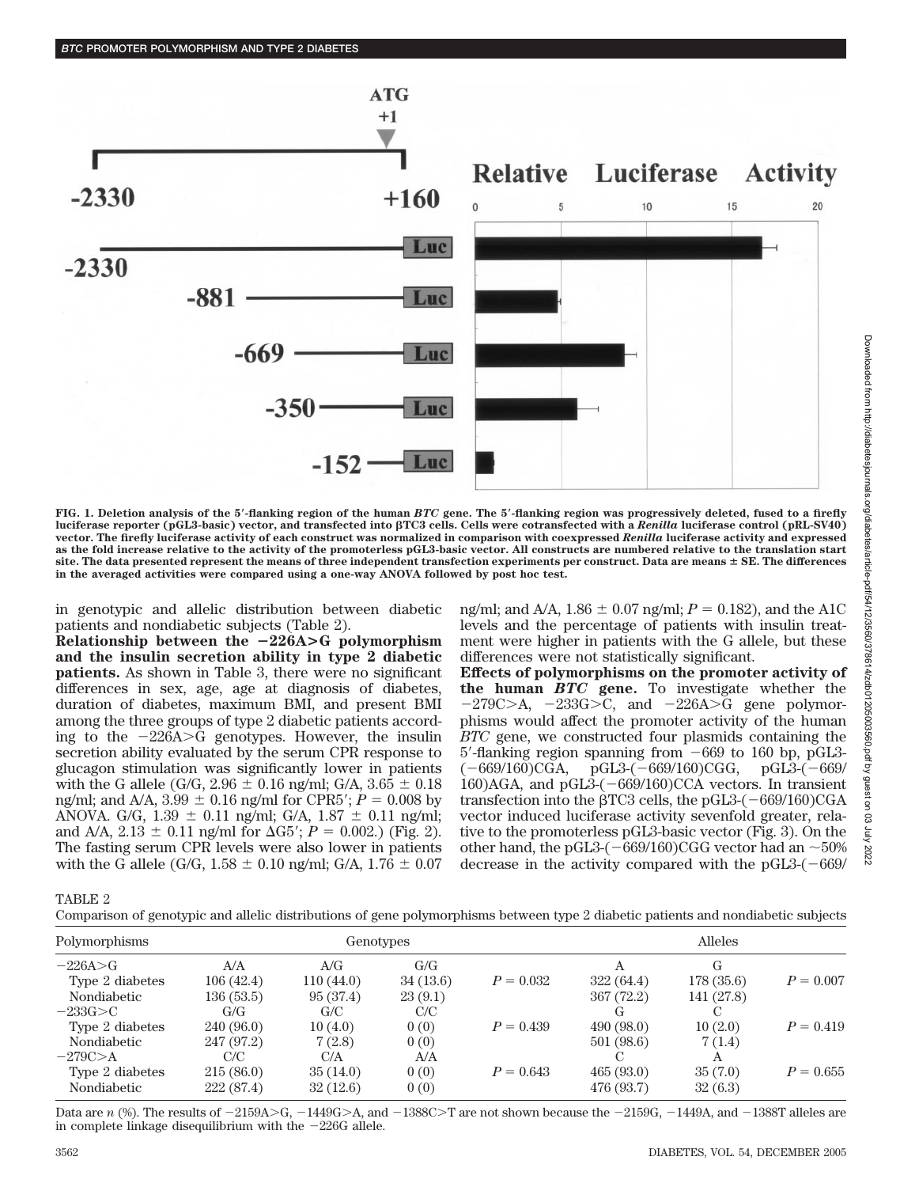FIG. 1. **Deletion analysis of the 5′-flanking region of the human *BTC* gene. The 5′-flanking region was progressively deleted, fused to a firefly luciferase reporter (pGL3-basic) vector, and transfected into βTC3 cells. Cells were cotransfected with a *Renilla* luciferase control (pRL-SV40) vector. The firefly luciferase activity of each construct was normalized in comparison with coexpressed *Renilla* luciferase activity and expressed as the fold increase relative to the activity of the promoterless pGL3-basic vector. All constructs are numbered relative to the translation start site. The data presented represent the means of three independent transfection experiments per construct. Data are means ± SE. The differences in the averaged activities were compared using a one-way ANOVA followed by post hoc test.**

in genotypic and allelic distribution between diabetic patients and nondiabetic subjects (Table 2).

**Relationship between the −226A>G polymorphism and the insulin secretion ability in type 2 diabetic patients.** As shown in Table 3, there were no significant differences in sex, age, age at diagnosis of diabetes, duration of diabetes, maximum BMI, and present BMI among the three groups of type 2 diabetic patients according to the −226A>G genotypes. However, the insulin secretion ability evaluated by the serum CPR response to glucagon stimulation was significantly lower in patients with the G allele (G/G, 2.96 ± 0.16 ng/ml; G/A, 3.65 ± 0.18 ng/ml; and A/A, 3.99 ± 0.16 ng/ml for CPR5′; $P = 0.008$ by ANOVA. G/G, 1.39 ± 0.11 ng/ml; G/A, 1.87 ± 0.11 ng/ml; and A/A, 2.13 ± 0.11 ng/ml for ΔG5′; $P = 0.002$.) (Fig. 2). The fasting serum CPR levels were also lower in patients with the G allele (G/G, 1.58 ± 0.10 ng/ml; G/A, 1.76 ± 0.07 ng/ml; and A/A, 1.86 ± 0.07 ng/ml; $P = 0.182$), and the A1C levels and the percentage of patients with insulin treatment were higher in patients with the G allele, but these differences were not statistically significant.

**Effects of polymorphisms on the promoter activity of the human *BTC* gene.** To investigate whether the −279C>A, −233G>C, and −226A>G gene polymorphisms would affect the promoter activity of the human *BTC* gene, we constructed four plasmids containing the 5′-flanking region spanning from −669 to 160 bp, pGL3-(−669/160)CGA, pGL3-(−669/160)CGG, pGL3-(−669/160)AGA, and pGL3-(−669/160)CCA vectors. In transient transfection into the βTC3 cells, the pGL3-(−669/160)CGA vector induced luciferase activity sevenfold greater, relative to the promoterless pGL3-basic vector (Fig. 3). On the other hand, the pGL3-(−669/160)CGG vector had an ~50% decrease in the activity compared with the pGL3-(−669/

TABLE 2
Comparison of genotypic and allelic distributions of gene polymorphisms between type 2 diabetic patients and nondiabetic subjects

| Polymorphisms | Genotypes | | | | Alleles | | |
|---|---|---|---|---|---|---|---|
| −226A>G | A/A | A/G | G/G | | A | G | |
| Type 2 diabetes | 106 (42.4) | 110 (44.0) | 34 (13.6) | $P = 0.032$ | 322 (64.4) | 178 (35.6) | $P = 0.007$ |
| Nondiabetic | 136 (53.5) | 95 (37.4) | 23 (9.1) | | 367 (72.2) | 141 (27.8) | |
| −233G>C | G/G | G/C | C/C | | G | C | |
| Type 2 diabetes | 240 (96.0) | 10 (4.0) | 0 (0) | $P = 0.439$ | 490 (98.0) | 10 (2.0) | $P = 0.419$ |
| Nondiabetic | 247 (97.2) | 7 (2.8) | 0 (0) | | 501 (98.6) | 7 (1.4) | |
| −279C>A | C/C | C/A | A/A | | C | A | |
| Type 2 diabetes | 215 (86.0) | 35 (14.0) | 0 (0) | $P = 0.643$ | 465 (93.0) | 35 (7.0) | $P = 0.655$ |
| Nondiabetic | 222 (87.4) | 32 (12.6) | 0 (0) | | 476 (93.7) | 32 (6.3) | |

Data are *n* (%). The results of −2159A>G, −1449G>A, and −1388C>T are not shown because the −2159G, −1449A, and −1388T alleles are in complete linkage disequilibrium with the −226G allele.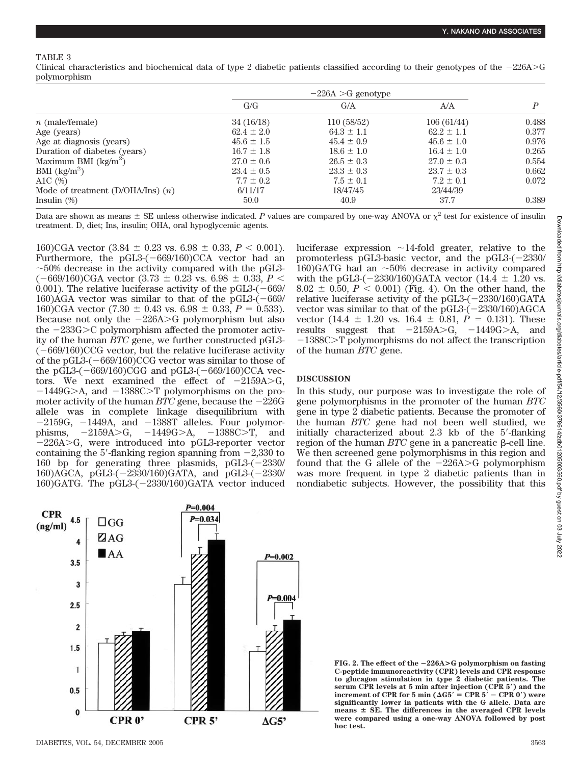TABLE 3

Clinical characteristics and biochemical data of type 2 diabetic patients classified according to their genotypes of the −226A>G polymorphism

| | −226A >G genotype | | | $P$ |
|---|---|---|---|---|
| | G/G | G/A | A/A | |
| $n$ (male/female) | 34 (16/18) | 110 (58/52) | 106 (61/44) | 0.488 |
| Age (years) | 62.4 ± 2.0 | 64.3 ± 1.1 | 62.2 ± 1.1 | 0.377 |
| Age at diagnosis (years) | 45.6 ± 1.5 | 45.4 ± 0.9 | 45.6 ± 1.0 | 0.976 |
| Duration of diabetes (years) | 16.7 ± 1.8 | 18.6 ± 1.0 | 16.4 ± 1.0 | 0.265 |
| Maximum BMI (kg/m$^2$) | 27.0 ± 0.6 | 26.5 ± 0.3 | 27.0 ± 0.3 | 0.554 |
| BMI (kg/m$^2$) | 23.4 ± 0.5 | 23.3 ± 0.3 | 23.7 ± 0.3 | 0.662 |
| A1C (%) | 7.7 ± 0.2 | 7.5 ± 0.1 | 7.2 ± 0.1 | 0.072 |
| Mode of treatment (D/OHA/Ins) ($n$) | 6/11/17 | 18/47/45 | 23/44/39 | |
| Insulin (%) | 50.0 | 40.9 | 37.7 | 0.389 |

Data are shown as means ± SE unless otherwise indicated. $P$ values are compared by one-way ANOVA or $\chi^2$ test for existence of insulin treatment. D, diet; Ins, insulin; OHA, oral hypoglycemic agents.

160)CGA vector (3.84 ± 0.23 vs. 6.98 ± 0.33, $P < 0.001$). Furthermore, the pGL3-(−669/160)CCA vector had an ~50% decrease in the activity compared with the pGL3-(−669/160)CGA vector (3.73 ± 0.23 vs. 6.98 ± 0.33, $P < 0.001$). The relative luciferase activity of the pGL3-(−669/160)AGA vector was similar to that of the pGL3-(−669/160)CGA vector (7.30 ± 0.43 vs. 6.98 ± 0.33, $P = 0.533$). Because not only the −226A>G polymorphism but also the −233G>C polymorphism affected the promoter activity of the human *BTC* gene, we further constructed pGL3-(−669/160)CCG vector, but the relative luciferase activity of the pGL3-(−669/160)CCG vector was similar to those of the pGL3-(−669/160)CGG and pGL3-(−669/160)CCA vectors. We next examined the effect of −2159A>G, −1449G>A, and −1388C>T polymorphisms on the promoter activity of the human *BTC* gene, because the −226G allele was in complete linkage disequilibrium with −2159G, −1449A, and −1388T alleles. Four polymorphisms, −2159A>G, −1449G>A, −1388C>T, and −226A>G, were introduced into pGL3-reporter vector containing the 5′-flanking region spanning from −2,330 to 160 bp for generating three plasmids, pGL3-(−2330/160)AGCA, pGL3-(−2330/160)GATA, and pGL3-(−2330/160)GATG. The pGL3-(−2330/160)GATA vector induced luciferase expression ~14-fold greater, relative to the promoterless pGL3-basic vector, and the pGL3-(−2330/160)GATG had an ~50% decrease in activity compared with the pGL3-(−2330/160)GATA vector (14.4 ± 1.20 vs. 8.02 ± 0.50, $P < 0.001$) (Fig. 4). On the other hand, the relative luciferase activity of the pGL3-(−2330/160)GATA vector was similar to that of the pGL3-(−2330/160)AGCA vector (14.4 ± 1.20 vs. 16.4 ± 0.81, $P = 0.131$). These results suggest that −2159A>G, −1449G>A, and −1388C>T polymorphisms do not affect the transcription of the human *BTC* gene.

## DISCUSSION

In this study, our purpose was to investigate the role of gene polymorphisms in the promoter of the human *BTC* gene in type 2 diabetic patients. Because the promoter of the human *BTC* gene had not been well studied, we initially characterized about 2.3 kb of the 5′-flanking region of the human *BTC* gene in a pancreatic β-cell line. We then screened gene polymorphisms in this region and found that the G allele of the −226A>G polymorphism was more frequent in type 2 diabetic patients than in nondiabetic subjects. However, the possibility that this

**FIG. 2. The effect of the −226A>G polymorphism on fasting C-peptide immunoreactivity (CPR) levels and CPR response to glucagon stimulation in type 2 diabetic patients. The serum CPR levels at 5 min after injection (CPR 5′) and the increment of CPR for 5 min (ΔG5′ = CPR 5′ − CPR 0′) were significantly lower in patients with the G allele. Data are means ± SE. The differences in the averaged CPR levels were compared using a one-way ANOVA followed by post hoc test.**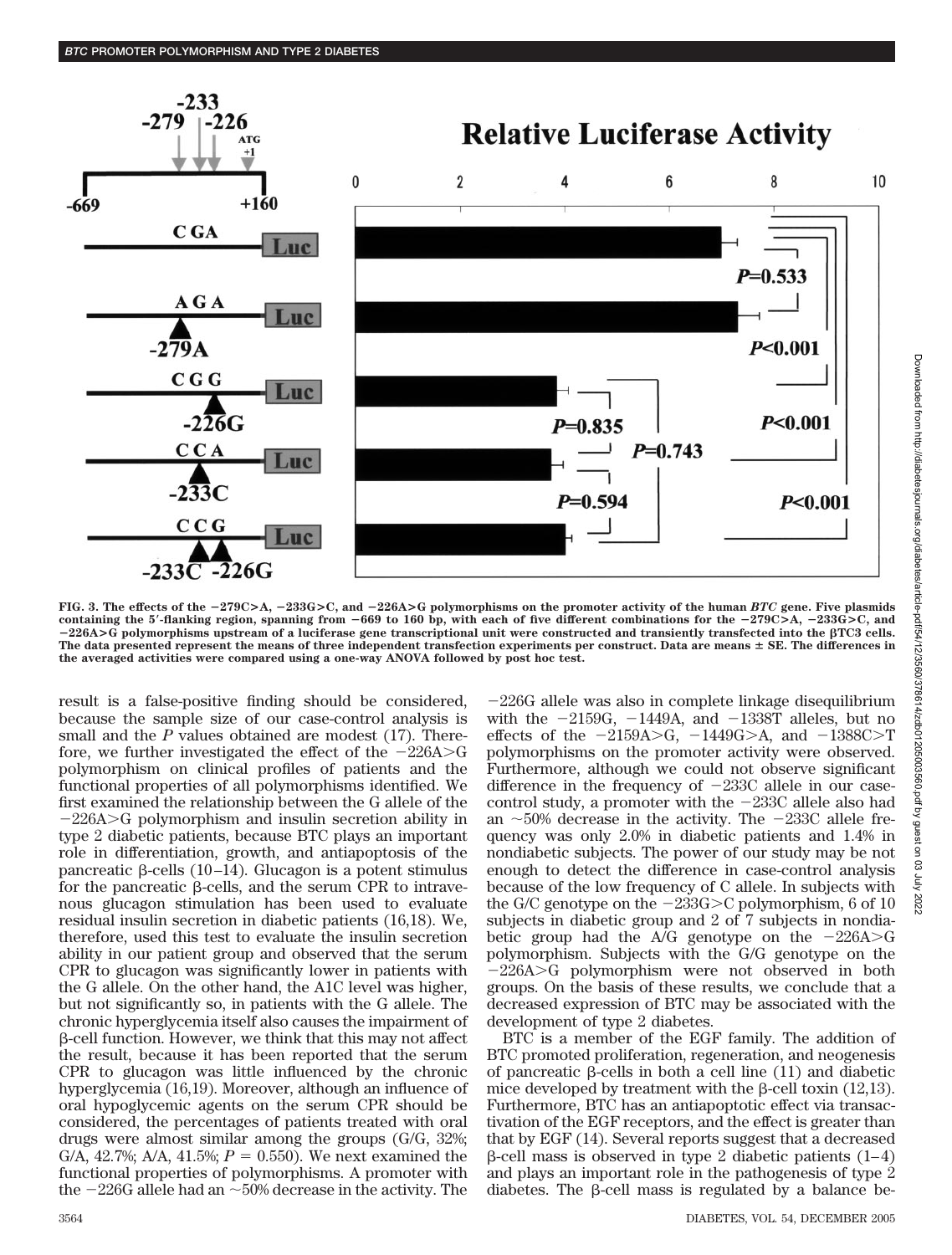FIG. 3. The effects of the −279C>A, −233G>C, and −226A>G polymorphisms on the promoter activity of the human *BTC* gene. Five plasmids containing the 5′-flanking region, spanning from −669 to 160 bp, with each of five different combinations for the −279C>A, −233G>C, and −226A>G polymorphisms upstream of a luciferase gene transcriptional unit were constructed and transiently transfected into the βTC3 cells. The data presented represent the means of three independent transfection experiments per construct. Data are means ± SE. The differences in the averaged activities were compared using a one-way ANOVA followed by post hoc test.

result is a false-positive finding should be considered, because the sample size of our case-control analysis is small and the *P* values obtained are modest (17). Therefore, we further investigated the effect of the −226A>G polymorphism on clinical profiles of patients and the functional properties of all polymorphisms identified. We first examined the relationship between the G allele of the −226A>G polymorphism and insulin secretion ability in type 2 diabetic patients, because BTC plays an important role in differentiation, growth, and antiapoptosis of the pancreatic β-cells (10–14). Glucagon is a potent stimulus for the pancreatic β-cells, and the serum CPR to intravenous glucagon stimulation has been used to evaluate residual insulin secretion in diabetic patients (16,18). We, therefore, used this test to evaluate the insulin secretion ability in our patient group and observed that the serum CPR to glucagon was significantly lower in patients with the G allele. On the other hand, the A1C level was higher, but not significantly so, in patients with the G allele. The chronic hyperglycemia itself also causes the impairment of β-cell function. However, we think that this may not affect the result, because it has been reported that the serum CPR to glucagon was little influenced by the chronic hyperglycemia (16,19). Moreover, although an influence of oral hypoglycemic agents on the serum CPR should be considered, the percentages of patients treated with oral drugs were almost similar among the groups (G/G, 32%; G/A, 42.7%; A/A, 41.5%; $P = 0.550$). We next examined the functional properties of polymorphisms. A promoter with the −226G allele had an ~50% decrease in the activity. The −226G allele was also in complete linkage disequilibrium with the −2159G, −1449A, and −1338T alleles, but no effects of the −2159A>G, −1449G>A, and −1388C>T polymorphisms on the promoter activity were observed. Furthermore, although we could not observe significant difference in the frequency of −233C allele in our case-control study, a promoter with the −233C allele also had an ~50% decrease in the activity. The −233C allele frequency was only 2.0% in diabetic patients and 1.4% in nondiabetic subjects. The power of our study may be not enough to detect the difference in case-control analysis because of the low frequency of C allele. In subjects with the G/C genotype on the −233G>C polymorphism, 6 of 10 subjects in diabetic group and 2 of 7 subjects in nondiabetic group had the A/G genotype on the −226A>G polymorphism. Subjects with the G/G genotype on the −226A>G polymorphism were not observed in both groups. On the basis of these results, we conclude that a decreased expression of BTC may be associated with the development of type 2 diabetes.

BTC is a member of the EGF family. The addition of BTC promoted proliferation, regeneration, and neogenesis of pancreatic β-cells in both a cell line (11) and diabetic mice developed by treatment with the β-cell toxin (12,13). Furthermore, BTC has an antiapoptotic effect via transactivation of the EGF receptors, and the effect is greater than that by EGF (14). Several reports suggest that a decreased β-cell mass is observed in type 2 diabetic patients (1–4) and plays an important role in the pathogenesis of type 2 diabetes. The β-cell mass is regulated by a balance be-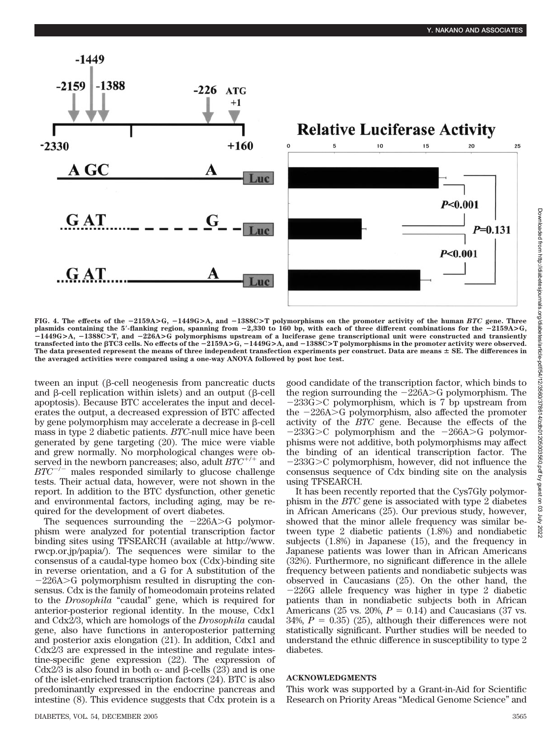FIG. 4. The effects of the −2159A>G, −1449G>A, and −1388C>T polymorphisms on the promoter activity of the human *BTC* gene. Three plasmids containing the 5′-flanking region, spanning from −2,330 to 160 bp, with each of three different combinations for the −2159A>G, −1449G>A, −1388C>T, and −226A>G polymorphisms upstream of a luciferase gene transcriptional unit were constructed and transiently transfected into the βTC3 cells. No effects of the −2159A>G, −1449G>A, and −1388C>T polymorphisms in the promoter activity were observed. The data presented represent the means of three independent transfection experiments per construct. Data are means ± SE. The differences in the averaged activities were compared using a one-way ANOVA followed by post hoc test.

tween an input (β-cell neogenesis from pancreatic ducts and β-cell replication within islets) and an output (β-cell apoptosis). Because BTC accelerates the input and decelerates the output, a decreased expression of BTC affected by gene polymorphism may accelerate a decrease in β-cell mass in type 2 diabetic patients. *BTC*-null mice have been generated by gene targeting (20). The mice were viable and grew normally. No morphological changes were observed in the newborn pancreases; also, adult $BTC^{+/+}$ and $BTC^{-/-}$ males responded similarly to glucose challenge tests. Their actual data, however, were not shown in the report. In addition to the BTC dysfunction, other genetic and environmental factors, including aging, may be required for the development of overt diabetes.

The sequences surrounding the −226A>G polymorphism were analyzed for potential transcription factor binding sites using TFSEARCH (available at http://www.rwcp.or.jp/papia/). The sequences were similar to the consensus of a caudal-type homeo box (Cdx)-binding site in reverse orientation, and a G for A substitution of the −226A>G polymorphism resulted in disrupting the consensus. Cdx is the family of homeodomain proteins related to the *Drosophila* "caudal" gene, which is required for anterior-posterior regional identity. In the mouse, Cdx1 and Cdx2/3, which are homologs of the *Drosophila* caudal gene, also have functions in anteroposterior patterning and posterior axis elongation (21). In addition, Cdx1 and Cdx2/3 are expressed in the intestine and regulate intestine-specific gene expression (22). The expression of Cdx2/3 is also found in both α- and β-cells (23) and is one of the islet-enriched transcription factors (24). BTC is also predominantly expressed in the endocrine pancreas and intestine (8). This evidence suggests that Cdx protein is a good candidate of the transcription factor, which binds to the region surrounding the −226A>G polymorphism. The −233G>C polymorphism, which is 7 bp upstream from the −226A>G polymorphism, also affected the promoter activity of the *BTC* gene. Because the effects of the −233G>C polymorphism and the −266A>G polymorphisms were not additive, both polymorphisms may affect the binding of an identical transcription factor. The −233G>C polymorphism, however, did not influence the consensus sequence of Cdx binding site on the analysis using TFSEARCH.

It has been recently reported that the Cys7Gly polymorphism in the *BTC* gene is associated with type 2 diabetes in African Americans (25). Our previous study, however, showed that the minor allele frequency was similar between type 2 diabetic patients (1.8%) and nondiabetic subjects (1.8%) in Japanese (15), and the frequency in Japanese patients was lower than in African Americans (32%). Furthermore, no significant difference in the allele frequency between patients and nondiabetic subjects was observed in Caucasians (25). On the other hand, the −226G allele frequency was higher in type 2 diabetic patients than in nondiabetic subjects both in African Americans (25 vs. 20%, $P = 0.14$) and Caucasians (37 vs. 34%, $P = 0.35$) (25), although their differences were not statistically significant. Further studies will be needed to understand the ethnic difference in susceptibility to type 2 diabetes.

## ACKNOWLEDGMENTS

This work was supported by a Grant-in-Aid for Scientific Research on Priority Areas "Medical Genome Science" and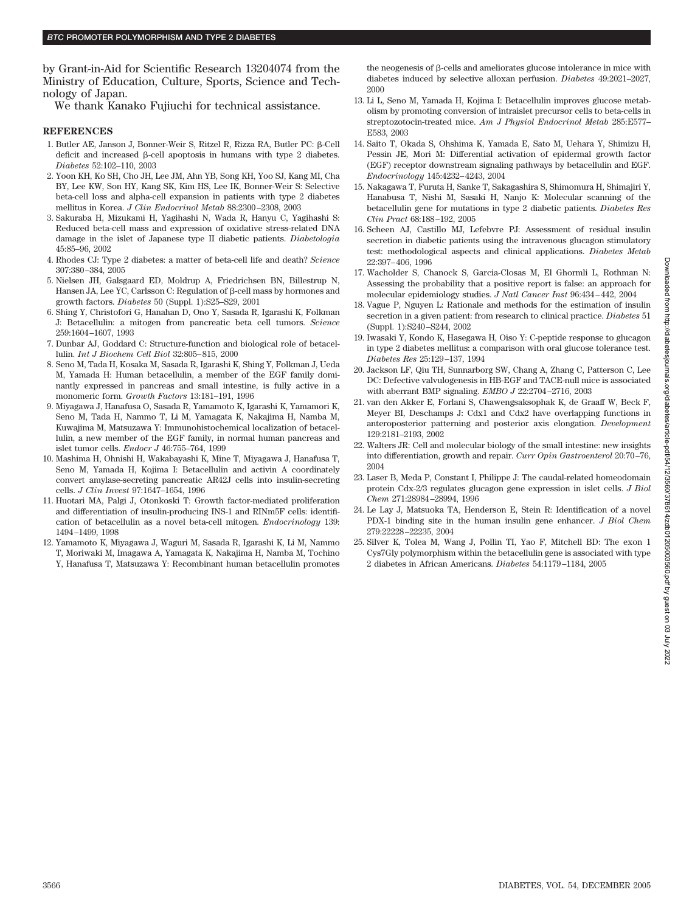by Grant-in-Aid for Scientific Research 13204074 from the Ministry of Education, Culture, Sports, Science and Technology of Japan.

We thank Kanako Fujiuchi for technical assistance.

## REFERENCES

1. Butler AE, Janson J, Bonner-Weir S, Ritzel R, Rizza RA, Butler PC: β-Cell deficit and increased β-cell apoptosis in humans with type 2 diabetes. *Diabetes* 52:102–110, 2003
2. Yoon KH, Ko SH, Cho JH, Lee JM, Ahn YB, Song KH, Yoo SJ, Kang MI, Cha BY, Lee KW, Son HY, Kang SK, Kim HS, Lee IK, Bonner-Weir S: Selective beta-cell loss and alpha-cell expansion in patients with type 2 diabetes mellitus in Korea. *J Clin Endocrinol Metab* 88:2300–2308, 2003
3. Sakuraba H, Mizukami H, Yagihashi N, Wada R, Hanyu C, Yagihashi S: Reduced beta-cell mass and expression of oxidative stress-related DNA damage in the islet of Japanese type II diabetic patients. *Diabetologia* 45:85–96, 2002
4. Rhodes CJ: Type 2 diabetes: a matter of beta-cell life and death? *Science* 307:380–384, 2005
5. Nielsen JH, Galsgaard ED, Moldrup A, Friedrichsen BN, Billestrup N, Hansen JA, Lee YC, Carlsson C: Regulation of β-cell mass by hormones and growth factors. *Diabetes* 50 (Suppl. 1):S25–S29, 2001
6. Shing Y, Christofori G, Hanahan D, Ono Y, Sasada R, Igarashi K, Folkman J: Betacellulin: a mitogen from pancreatic beta cell tumors. *Science* 259:1604–1607, 1993
7. Dunbar AJ, Goddard C: Structure-function and biological role of betacellulin. *Int J Biochem Cell Biol* 32:805–815, 2000
8. Seno M, Tada H, Kosaka M, Sasada R, Igarashi K, Shing Y, Folkman J, Ueda M, Yamada H: Human betacellulin, a member of the EGF family dominantly expressed in pancreas and small intestine, is fully active in a monomeric form. *Growth Factors* 13:181–191, 1996
9. Miyagawa J, Hanafusa O, Sasada R, Yamamoto K, Igarashi K, Yamamori K, Seno M, Tada H, Nammo T, Li M, Yamagata K, Nakajima H, Namba M, Kuwajima M, Matsuzawa Y: Immunohistochemical localization of betacellulin, a new member of the EGF family, in normal human pancreas and islet tumor cells. *Endocr J* 46:755–764, 1999
10. Mashima H, Ohnishi H, Wakabayashi K, Mine T, Miyagawa J, Hanafusa T, Seno M, Yamada H, Kojima I: Betacellulin and activin A coordinately convert amylase-secreting pancreatic AR42J cells into insulin-secreting cells. *J Clin Invest* 97:1647–1654, 1996
11. Huotari MA, Palgi J, Otonkoski T: Growth factor-mediated proliferation and differentiation of insulin-producing INS-1 and RINm5F cells: identification of betacellulin as a novel beta-cell mitogen. *Endocrinology* 139: 1494–1499, 1998
12. Yamamoto K, Miyagawa J, Waguri M, Sasada R, Igarashi K, Li M, Nammo T, Moriwaki M, Imagawa A, Yamagata K, Nakajima H, Namba M, Tochino Y, Hanafusa T, Matsuzawa Y: Recombinant human betacellulin promotes the neogenesis of β-cells and ameliorates glucose intolerance in mice with diabetes induced by selective alloxan perfusion. *Diabetes* 49:2021–2027, 2000
13. Li L, Seno M, Yamada H, Kojima I: Betacellulin improves glucose metabolism by promoting conversion of intraislet precursor cells to beta-cells in streptozotocin-treated mice. *Am J Physiol Endocrinol Metab* 285:E577–E583, 2003
14. Saito T, Okada S, Ohshima K, Yamada E, Sato M, Uehara Y, Shimizu H, Pessin JE, Mori M: Differential activation of epidermal growth factor (EGF) receptor downstream signaling pathways by betacellulin and EGF. *Endocrinology* 145:4232–4243, 2004
15. Nakagawa T, Furuta H, Sanke T, Sakagashira S, Shimomura H, Shimajiri Y, Hanabusa T, Nishi M, Sasaki H, Nanjo K: Molecular scanning of the betacellulin gene for mutations in type 2 diabetic patients. *Diabetes Res Clin Pract* 68:188–192, 2005
16. Scheen AJ, Castillo MJ, Lefebvre PJ: Assessment of residual insulin secretion in diabetic patients using the intravenous glucagon stimulatory test: methodological aspects and clinical applications. *Diabetes Metab* 22:397–406, 1996
17. Wacholder S, Chanock S, Garcia-Closas M, El Ghormli L, Rothman N: Assessing the probability that a positive report is false: an approach for molecular epidemiology studies. *J Natl Cancer Inst* 96:434–442, 2004
18. Vague P, Nguyen L: Rationale and methods for the estimation of insulin secretion in a given patient: from research to clinical practice. *Diabetes* 51 (Suppl. 1):S240–S244, 2002
19. Iwasaki Y, Kondo K, Hasegawa H, Oiso Y: C-peptide response to glucagon in type 2 diabetes mellitus: a comparison with oral glucose tolerance test. *Diabetes Res* 25:129–137, 1994
20. Jackson LF, Qiu TH, Sunnarborg SW, Chang A, Zhang C, Patterson C, Lee DC: Defective valvulogenesis in HB-EGF and TACE-null mice is associated with aberrant BMP signaling. *EMBO J* 22:2704–2716, 2003
21. van den Akker E, Forlani S, Chawengsaksophak K, de Graaff W, Beck F, Meyer BI, Deschamps J: Cdx1 and Cdx2 have overlapping functions in anteroposterior patterning and posterior axis elongation. *Development* 129:2181–2193, 2002
22. Walters JR: Cell and molecular biology of the small intestine: new insights into differentiation, growth and repair. *Curr Opin Gastroenterol* 20:70–76, 2004
23. Laser B, Meda P, Constant I, Philippe J: The caudal-related homeodomain protein Cdx-2/3 regulates glucagon gene expression in islet cells. *J Biol Chem* 271:28984–28994, 1996
24. Le Lay J, Matsuoka TA, Henderson E, Stein R: Identification of a novel PDX-1 binding site in the human insulin gene enhancer. *J Biol Chem* 279:22228–22235, 2004
25. Silver K, Tolea M, Wang J, Pollin TI, Yao F, Mitchell BD: The exon 1 Cys7Gly polymorphism within the betacellulin gene is associated with type 2 diabetes in African Americans. *Diabetes* 54:1179–1184, 2005